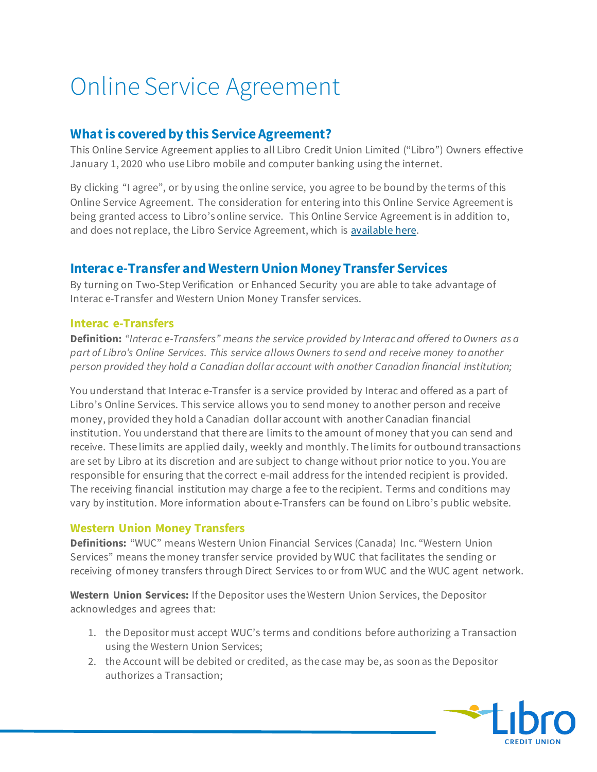# Online Service Agreement

## What is covered by this Service Agreement?

This Online Service Agreement applies to all Libro Credit Union Limited ("Libro") Owners effective January 1, 2020 who use Libro mobile and computer banking using the internet.

By clicking "I agree", or by using the online service, you agree to be bound by the terms of this Online Service Agreement. The consideration for entering into this Online Service Agreement is being granted access to Libro's online service. This Online Service Agreement is in addition to, and does not replace, the Libro Service Agreement, which is available here.

## Interac e-Transfer and Western Union Money Transfer Services

By turning on Two-Step Verification or Enhanced Security you are able to take advantage of Interac e-Transfer and Western Union Money Transfer services.

### Interac e-Transfers

**Definition:** *"Interac e-Transfers" means the service provided by Interac and offered to Owners as a part of Libro's Online Services. This service allows Owners to send and receive money to another person provided they hold a Canadian dollar account with another Canadian financial institution;*

You understand that Interac e-Transfer is a service provided by Interac and offered as a part of Libro's Online Services. This service allows you to send money to another person and receive money, provided they hold a Canadian dollar account with another Canadian financial institution. You understand that there are limits to the amount of money that you can send and receive. These limits are applied daily, weekly and monthly. The limits for outbound transactions are set by Libro at its discretion and are subject to change without prior notice to you. You are responsible for ensuring that the correct e-mail address for the intended recipient is provided. The receiving financial institution may charge a fee to the recipient. Terms and conditions may vary by institution. More information about e-Transfers can be found on Libro's public website.

### Western Union Money Transfers

**Definitions:** "WUC" means Western Union Financial Services (Canada) Inc. "Western Union Services" means the money transfer service provided by WUC that facilitates the sending or receiving of money transfers through Direct Services to or from WUC and the WUC agent network.

**Western Union Services:** If the Depositor uses the Western Union Services, the Depositor acknowledges and agrees that:

1. the Depositor must accept WUC's terms and conditions before authorizing a Transaction using the Western Union Services;
2. the Account will be debited or credited, as the case may be, as soon as the Depositor authorizes a Transaction;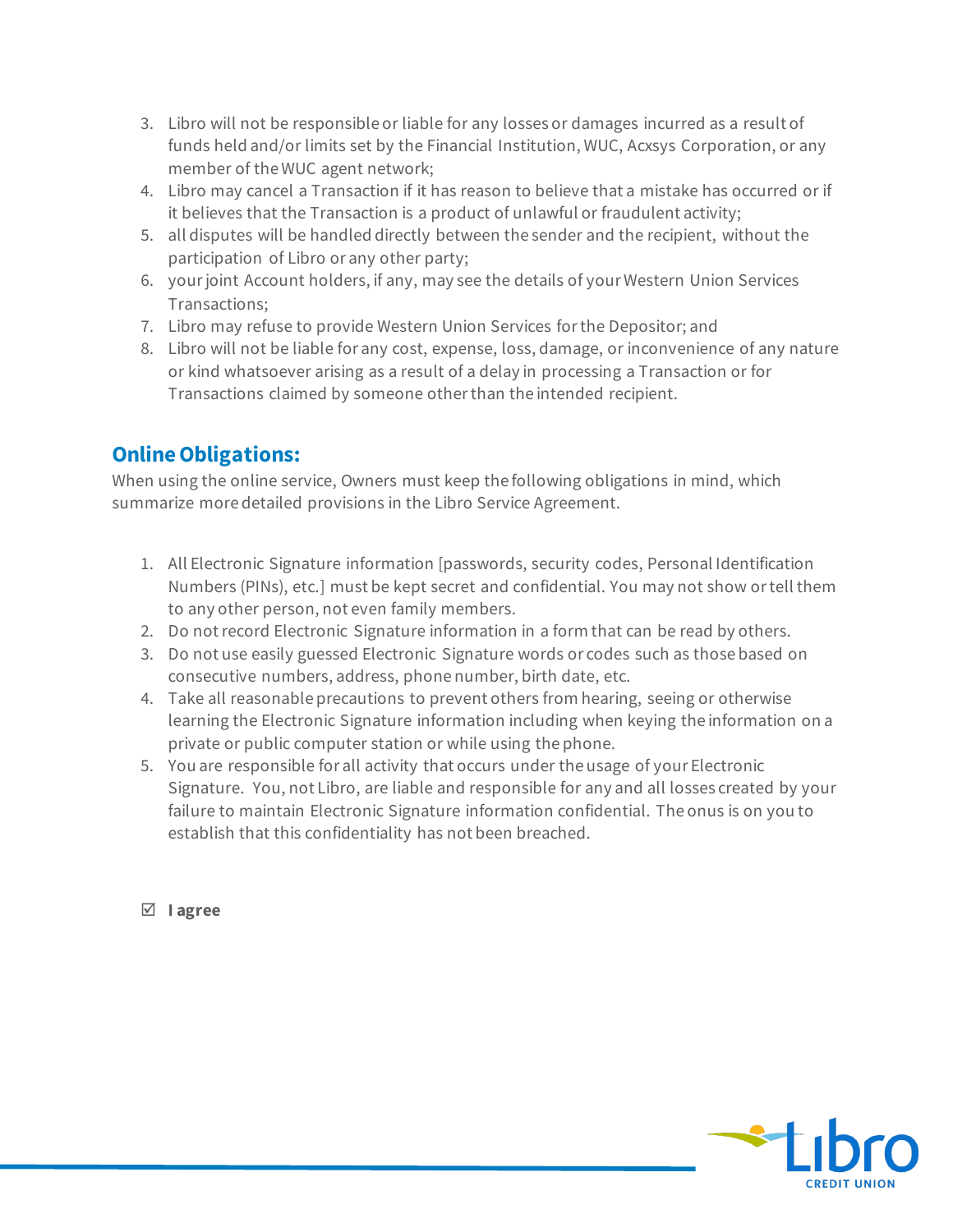3. Libro will not be responsible or liable for any losses or damages incurred as a result of funds held and/or limits set by the Financial Institution, WUC, Acxsys Corporation, or any member of the WUC agent network;
4. Libro may cancel a Transaction if it has reason to believe that a mistake has occurred or if it believes that the Transaction is a product of unlawful or fraudulent activity;
5. all disputes will be handled directly between the sender and the recipient, without the participation of Libro or any other party;
6. your joint Account holders, if any, may see the details of your Western Union Services Transactions;
7. Libro may refuse to provide Western Union Services for the Depositor; and
8. Libro will not be liable for any cost, expense, loss, damage, or inconvenience of any nature or kind whatsoever arising as a result of a delay in processing a Transaction or for Transactions claimed by someone other than the intended recipient.

## Online Obligations:

When using the online service, Owners must keep the following obligations in mind, which summarize more detailed provisions in the Libro Service Agreement.

1. All Electronic Signature information [passwords, security codes, Personal Identification Numbers (PINs), etc.] must be kept secret and confidential. You may not show or tell them to any other person, not even family members.
2. Do not record Electronic Signature information in a form that can be read by others.
3. Do not use easily guessed Electronic Signature words or codes such as those based on consecutive numbers, address, phone number, birth date, etc.
4. Take all reasonable precautions to prevent others from hearing, seeing or otherwise learning the Electronic Signature information including when keying the information on a private or public computer station or while using the phone.
5. You are responsible for all activity that occurs under the usage of your Electronic Signature. You, not Libro, are liable and responsible for any and all losses created by your failure to maintain Electronic Signature information confidential. The onus is on you to establish that this confidentiality has not been breached.

☑ **I agree**